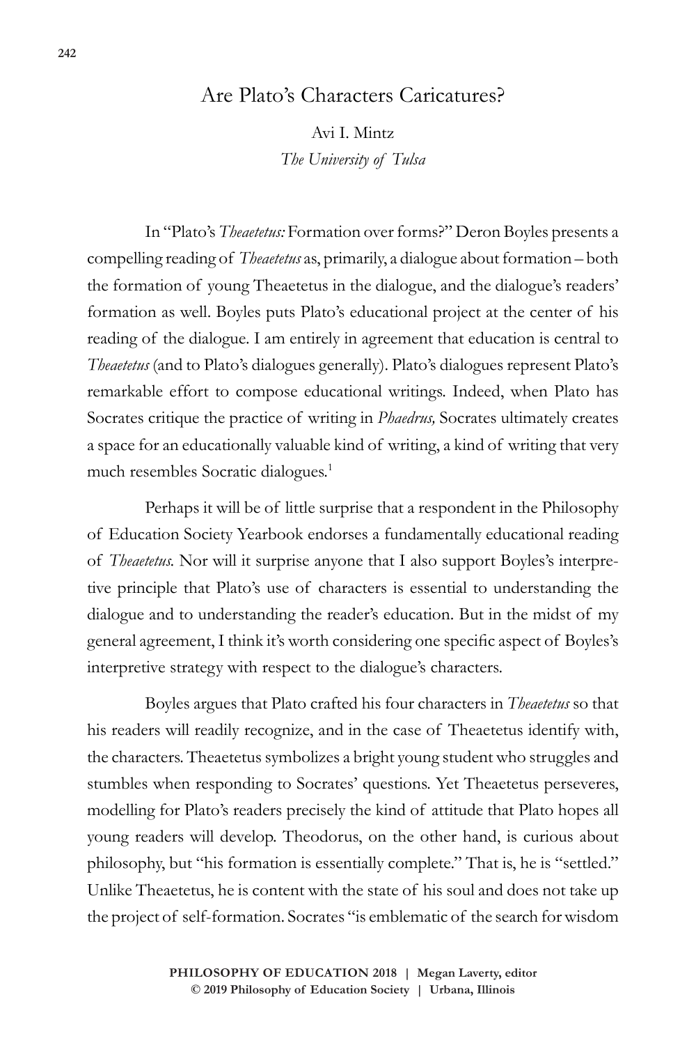# Are Plato's Characters Caricatures?

Avi I. Mintz
*The University of Tulsa*

In "Plato's *Theaetetus:* Formation over forms?" Deron Boyles presents a compelling reading of *Theaetetus* as, primarily, a dialogue about formation – both the formation of young Theaetetus in the dialogue, and the dialogue's readers' formation as well. Boyles puts Plato's educational project at the center of his reading of the dialogue. I am entirely in agreement that education is central to *Theaetetus* (and to Plato's dialogues generally). Plato's dialogues represent Plato's remarkable effort to compose educational writings. Indeed, when Plato has Socrates critique the practice of writing in *Phaedrus,* Socrates ultimately creates a space for an educationally valuable kind of writing, a kind of writing that very much resembles Socratic dialogues.[1]

Perhaps it will be of little surprise that a respondent in the Philosophy of Education Society Yearbook endorses a fundamentally educational reading of *Theaetetus.* Nor will it surprise anyone that I also support Boyles's interpretive principle that Plato's use of characters is essential to understanding the dialogue and to understanding the reader's education. But in the midst of my general agreement, I think it's worth considering one specific aspect of Boyles's interpretive strategy with respect to the dialogue's characters.

Boyles argues that Plato crafted his four characters in *Theaetetus* so that his readers will readily recognize, and in the case of Theaetetus identify with, the characters. Theaetetus symbolizes a bright young student who struggles and stumbles when responding to Socrates' questions. Yet Theaetetus perseveres, modelling for Plato's readers precisely the kind of attitude that Plato hopes all young readers will develop. Theodorus, on the other hand, is curious about philosophy, but "his formation is essentially complete." That is, he is "settled." Unlike Theaetetus, he is content with the state of his soul and does not take up the project of self-formation. Socrates "is emblematic of the search for wisdom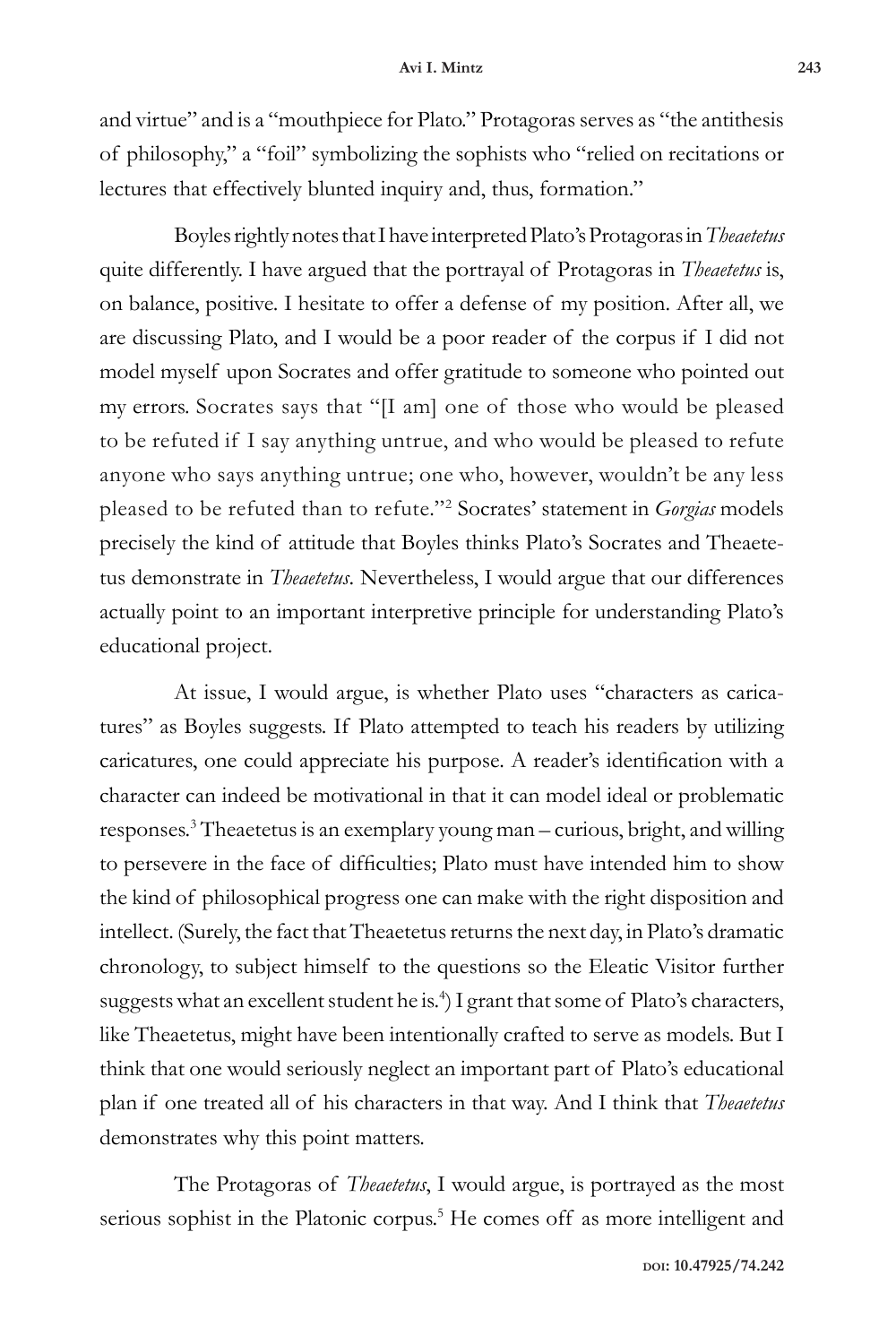and virtue" and is a "mouthpiece for Plato." Protagoras serves as "the antithesis of philosophy," a "foil" symbolizing the sophists who "relied on recitations or lectures that effectively blunted inquiry and, thus, formation."

Boyles rightly notes that I have interpreted Plato's Protagoras in *Theaetetus* quite differently. I have argued that the portrayal of Protagoras in *Theaetetus* is, on balance, positive. I hesitate to offer a defense of my position. After all, we are discussing Plato, and I would be a poor reader of the corpus if I did not model myself upon Socrates and offer gratitude to someone who pointed out my errors. Socrates says that "[I am] one of those who would be pleased to be refuted if I say anything untrue, and who would be pleased to refute anyone who says anything untrue; one who, however, wouldn't be any less pleased to be refuted than to refute."[2] Socrates' statement in *Gorgias* models precisely the kind of attitude that Boyles thinks Plato's Socrates and Theaetetus demonstrate in *Theaetetus*. Nevertheless, I would argue that our differences actually point to an important interpretive principle for understanding Plato's educational project.

At issue, I would argue, is whether Plato uses "characters as caricatures" as Boyles suggests. If Plato attempted to teach his readers by utilizing caricatures, one could appreciate his purpose. A reader's identification with a character can indeed be motivational in that it can model ideal or problematic responses.[3] Theaetetus is an exemplary young man – curious, bright, and willing to persevere in the face of difficulties; Plato must have intended him to show the kind of philosophical progress one can make with the right disposition and intellect. (Surely, the fact that Theaetetus returns the next day, in Plato's dramatic chronology, to subject himself to the questions so the Eleatic Visitor further suggests what an excellent student he is.[4]) I grant that some of Plato's characters, like Theaetetus, might have been intentionally crafted to serve as models. But I think that one would seriously neglect an important part of Plato's educational plan if one treated all of his characters in that way. And I think that *Theaetetus* demonstrates why this point matters.

The Protagoras of *Theaetetus*, I would argue, is portrayed as the most serious sophist in the Platonic corpus.[5] He comes off as more intelligent and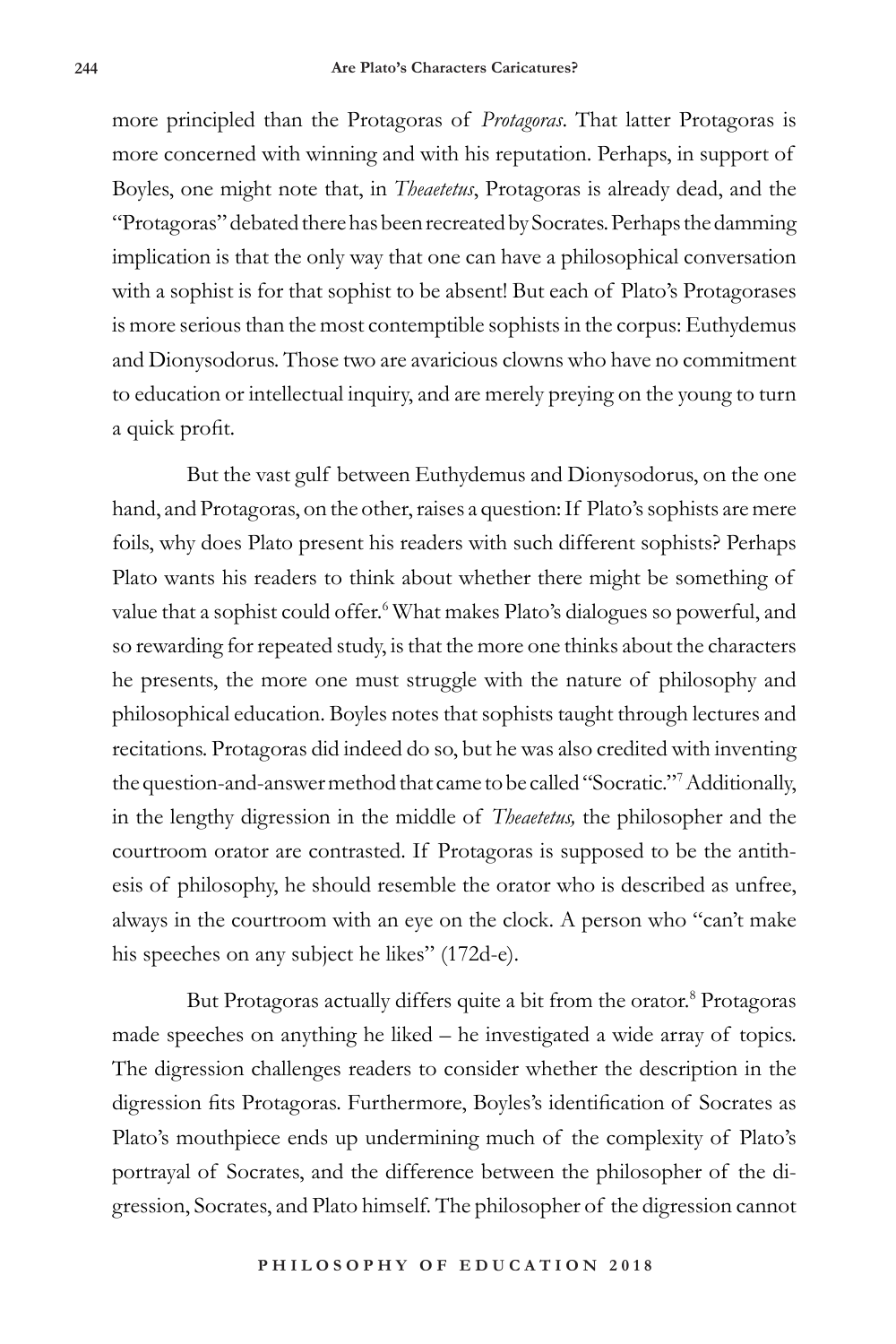more principled than the Protagoras of *Protagoras*. That latter Protagoras is more concerned with winning and with his reputation. Perhaps, in support of Boyles, one might note that, in *Theaetetus*, Protagoras is already dead, and the "Protagoras" debated there has been recreated by Socrates. Perhaps the damming implication is that the only way that one can have a philosophical conversation with a sophist is for that sophist to be absent! But each of Plato's Protagorases is more serious than the most contemptible sophists in the corpus: Euthydemus and Dionysodorus. Those two are avaricious clowns who have no commitment to education or intellectual inquiry, and are merely preying on the young to turn a quick profit.

But the vast gulf between Euthydemus and Dionysodorus, on the one hand, and Protagoras, on the other, raises a question: If Plato's sophists are mere foils, why does Plato present his readers with such different sophists? Perhaps Plato wants his readers to think about whether there might be something of value that a sophist could offer.[6] What makes Plato's dialogues so powerful, and so rewarding for repeated study, is that the more one thinks about the characters he presents, the more one must struggle with the nature of philosophy and philosophical education. Boyles notes that sophists taught through lectures and recitations. Protagoras did indeed do so, but he was also credited with inventing the question-and-answer method that came to be called "Socratic."[7] Additionally, in the lengthy digression in the middle of *Theaetetus,* the philosopher and the courtroom orator are contrasted. If Protagoras is supposed to be the antithesis of philosophy, he should resemble the orator who is described as unfree, always in the courtroom with an eye on the clock. A person who "can't make his speeches on any subject he likes" (172d-e).

But Protagoras actually differs quite a bit from the orator.[8] Protagoras made speeches on anything he liked – he investigated a wide array of topics. The digression challenges readers to consider whether the description in the digression fits Protagoras. Furthermore, Boyles's identification of Socrates as Plato's mouthpiece ends up undermining much of the complexity of Plato's portrayal of Socrates, and the difference between the philosopher of the digression, Socrates, and Plato himself. The philosopher of the digression cannot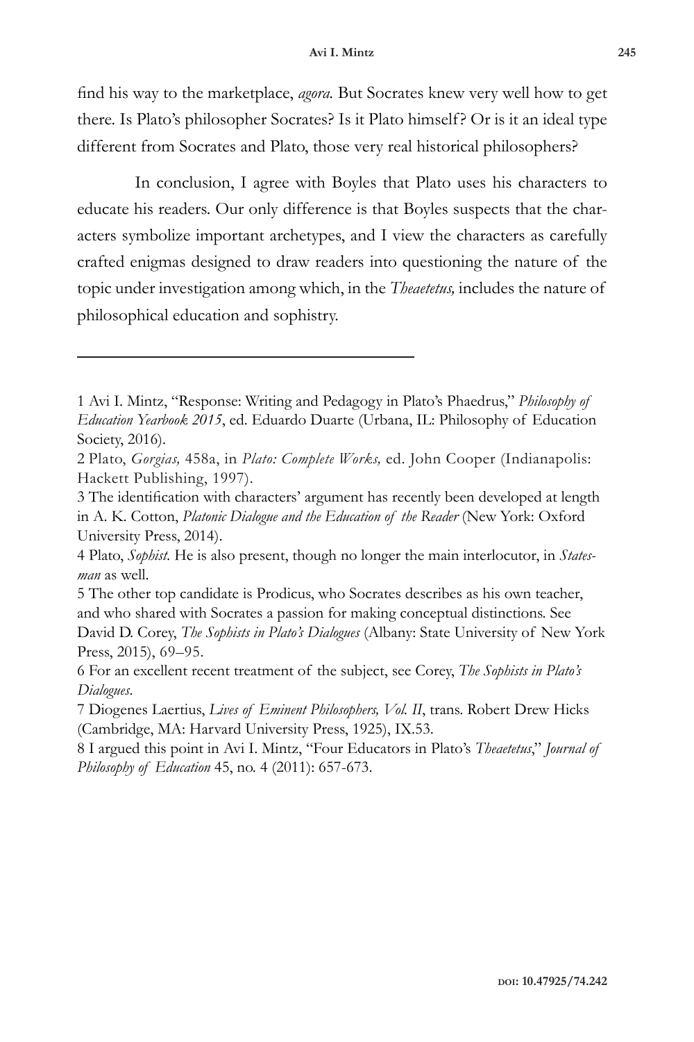find his way to the marketplace, *agora.* But Socrates knew very well how to get there. Is Plato's philosopher Socrates? Is it Plato himself? Or is it an ideal type different from Socrates and Plato, those very real historical philosophers?

In conclusion, I agree with Boyles that Plato uses his characters to educate his readers. Our only difference is that Boyles suspects that the characters symbolize important archetypes, and I view the characters as carefully crafted enigmas designed to draw readers into questioning the nature of the topic under investigation among which, in the *Theaetetus,* includes the nature of philosophical education and sophistry.

---

1 Avi I. Mintz, "Response: Writing and Pedagogy in Plato's Phaedrus," *Philosophy of Education Yearbook 2015*, ed. Eduardo Duarte (Urbana, IL: Philosophy of Education Society, 2016).

2 Plato, *Gorgias,* 458a, in *Plato: Complete Works,* ed. John Cooper (Indianapolis: Hackett Publishing, 1997).

3 The identification with characters' argument has recently been developed at length in A. K. Cotton, *Platonic Dialogue and the Education of the Reader* (New York: Oxford University Press, 2014).

4 Plato, *Sophist.* He is also present, though no longer the main interlocutor, in *Statesman* as well.

5 The other top candidate is Prodicus, who Socrates describes as his own teacher, and who shared with Socrates a passion for making conceptual distinctions. See David D. Corey, *The Sophists in Plato's Dialogues* (Albany: State University of New York Press, 2015), 69–95.

6 For an excellent recent treatment of the subject, see Corey, *The Sophists in Plato's Dialogues*.

7 Diogenes Laertius, *Lives of Eminent Philosophers, Vol. II*, trans. Robert Drew Hicks (Cambridge, MA: Harvard University Press, 1925), IX.53.

8 I argued this point in Avi I. Mintz, "Four Educators in Plato's *Theaetetus*," *Journal of Philosophy of Education* 45, no. 4 (2011): 657-673.